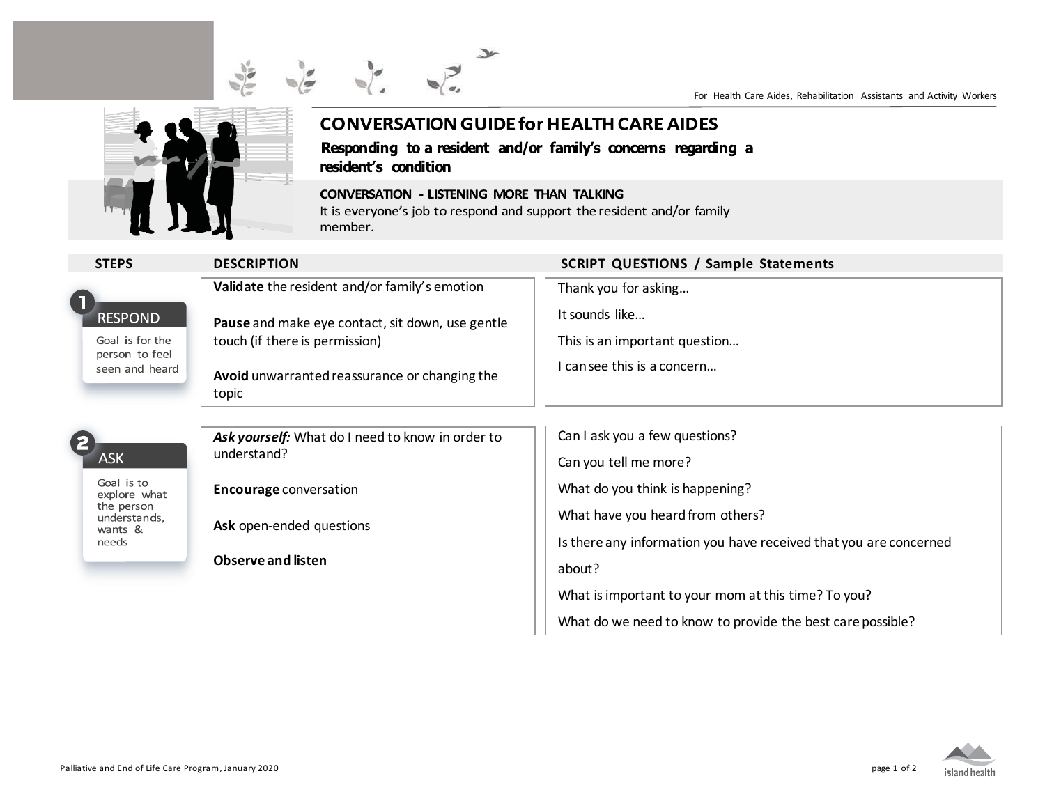For Health Care Aides, Rehabilitation Assistants and Activity Workers

# CONVERSATION GUIDE for HEALTH CARE AIDES

## Responding to a resident and/or family's concerns regarding a resident's condition

**CONVERSATION - LISTENING MORE THAN TALKING**

It is everyone's job to respond and support the resident and/or family member.

| STEPS | DESCRIPTION | SCRIPT QUESTIONS / Sample Statements |
|---|---|---|
| **1 RESPOND**<br>Goal is for the person to feel seen and heard | **Validate** the resident and/or family's emotion<br><br>**Pause** and make eye contact, sit down, use gentle touch (if there is permission)<br><br>**Avoid** unwarranted reassurance or changing the topic | Thank you for asking…<br><br>It sounds like…<br><br>This is an important question…<br><br>I can see this is a concern… |
| **2 ASK**<br>Goal is to explore what the person understands, wants & needs | ***Ask yourself:*** What do I need to know in order to understand?<br><br>**Encourage** conversation<br><br>**Ask** open-ended questions<br><br>**Observe and listen** | Can I ask you a few questions?<br><br>Can you tell me more?<br><br>What do you think is happening?<br><br>What have you heard from others?<br><br>Is there any information you have received that you are concerned about?<br><br>What is important to your mom at this time? To you?<br><br>What do we need to know to provide the best care possible? |

Palliative and End of Life Care Program, January 2020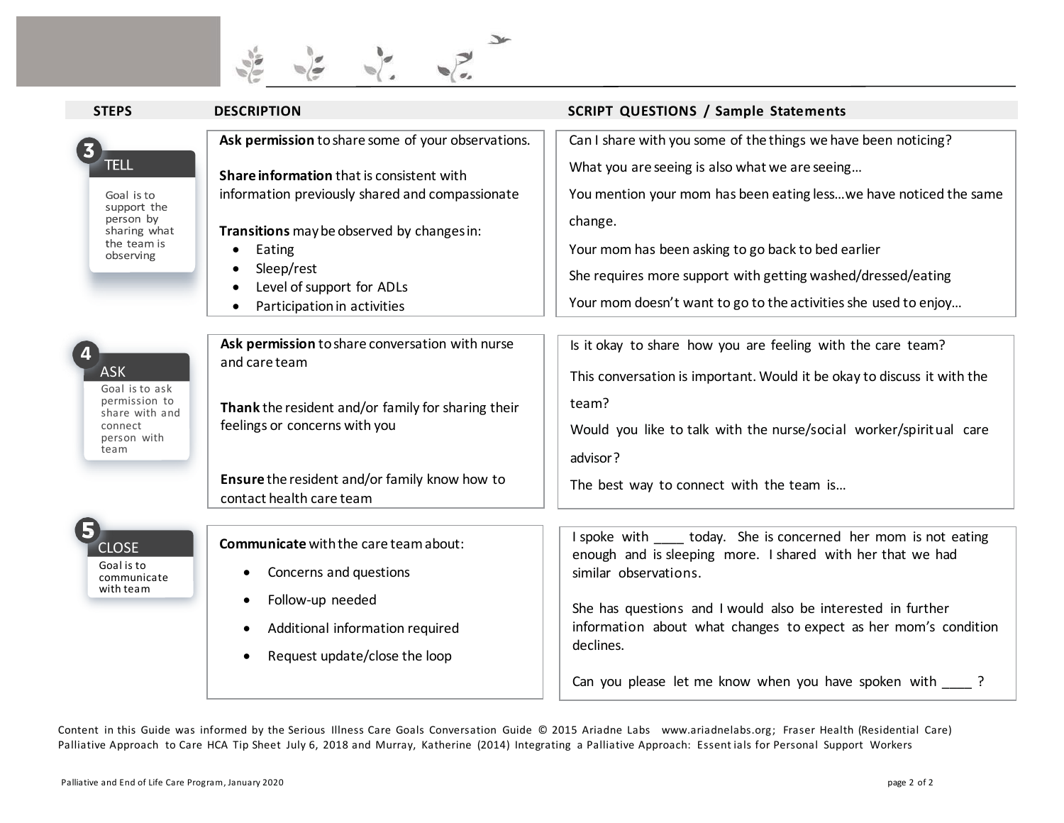| STEPS | DESCRIPTION | SCRIPT QUESTIONS / Sample Statements |
|---|---|---|
| **3 TELL**<br>Goal is to support the person by sharing what the team is observing | **Ask permission** to share some of your observations.<br><br>**Share information** that is consistent with information previously shared and compassionate<br><br>**Transitions** may be observed by changes in:<br>• Eating<br>• Sleep/rest<br>• Level of support for ADLs<br>• Participation in activities | Can I share with you some of the things we have been noticing?<br>What you are seeing is also what we are seeing…<br>You mention your mom has been eating less…we have noticed the same change.<br>Your mom has been asking to go back to bed earlier<br>She requires more support with getting washed/dressed/eating<br>Your mom doesn't want to go to the activities she used to enjoy… |
| **4 ASK**<br>Goal is to ask permission to share with and connect person with team | **Ask permission** to share conversation with nurse and care team<br><br>**Thank** the resident and/or family for sharing their feelings or concerns with you<br><br>**Ensure** the resident and/or family know how to contact health care team | Is it okay to share how you are feeling with the care team?<br>This conversation is important. Would it be okay to discuss it with the team?<br>Would you like to talk with the nurse/social worker/spiritual care advisor?<br>The best way to connect with the team is… |
| **5 CLOSE**<br>Goal is to communicate with team | **Communicate** with the care team about:<br>• Concerns and questions<br>• Follow-up needed<br>• Additional information required<br>• Request update/close the loop | I spoke with ____ today. She is concerned her mom is not eating enough and is sleeping more. I shared with her that we had similar observations.<br><br>She has questions and I would also be interested in further information about what changes to expect as her mom's condition declines.<br><br>Can you please let me know when you have spoken with ____ ? |

Content in this Guide was informed by the Serious Illness Care Goals Conversation Guide © 2015 Ariadne Labs www.ariadnelabs.org; Fraser Health (Residential Care) Palliative Approach to Care HCA Tip Sheet July 6, 2018 and Murray, Katherine (2014) Integrating a Palliative Approach: Essentials for Personal Support Workers

Palliative and End of Life Care Program, January 2020